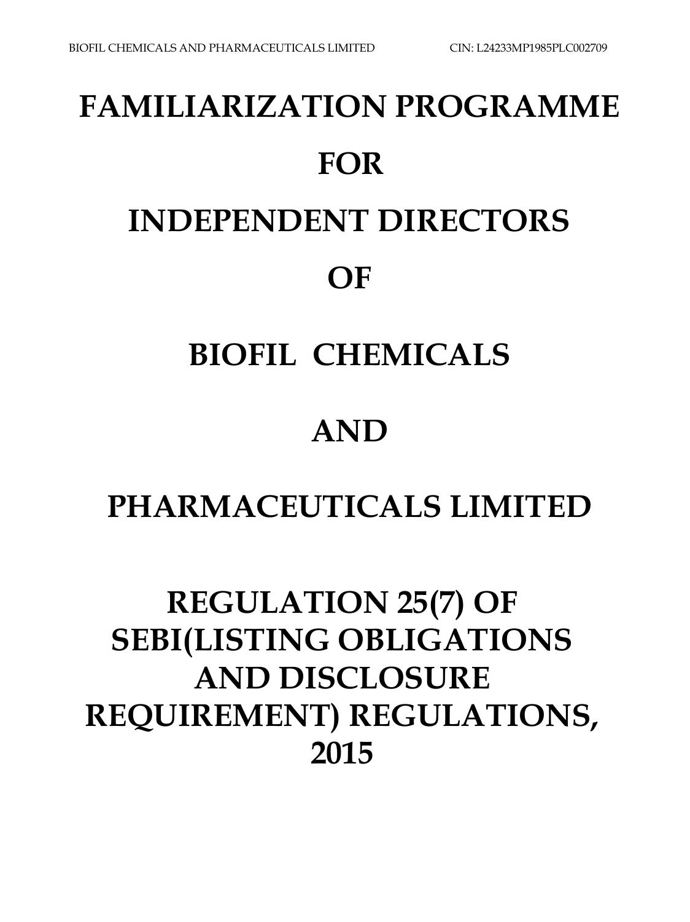# FAMILIARIZATION PROGRAMME

# FOR

# INDEPENDENT DIRECTORS

# OF

# BIOFIL CHEMICALS

# AND

# PHARMACEUTICALS LIMITED

# REGULATION 25(7) OF SEBI(LISTING OBLIGATIONS AND DISCLOSURE REQUIREMENT) REGULATIONS, 2015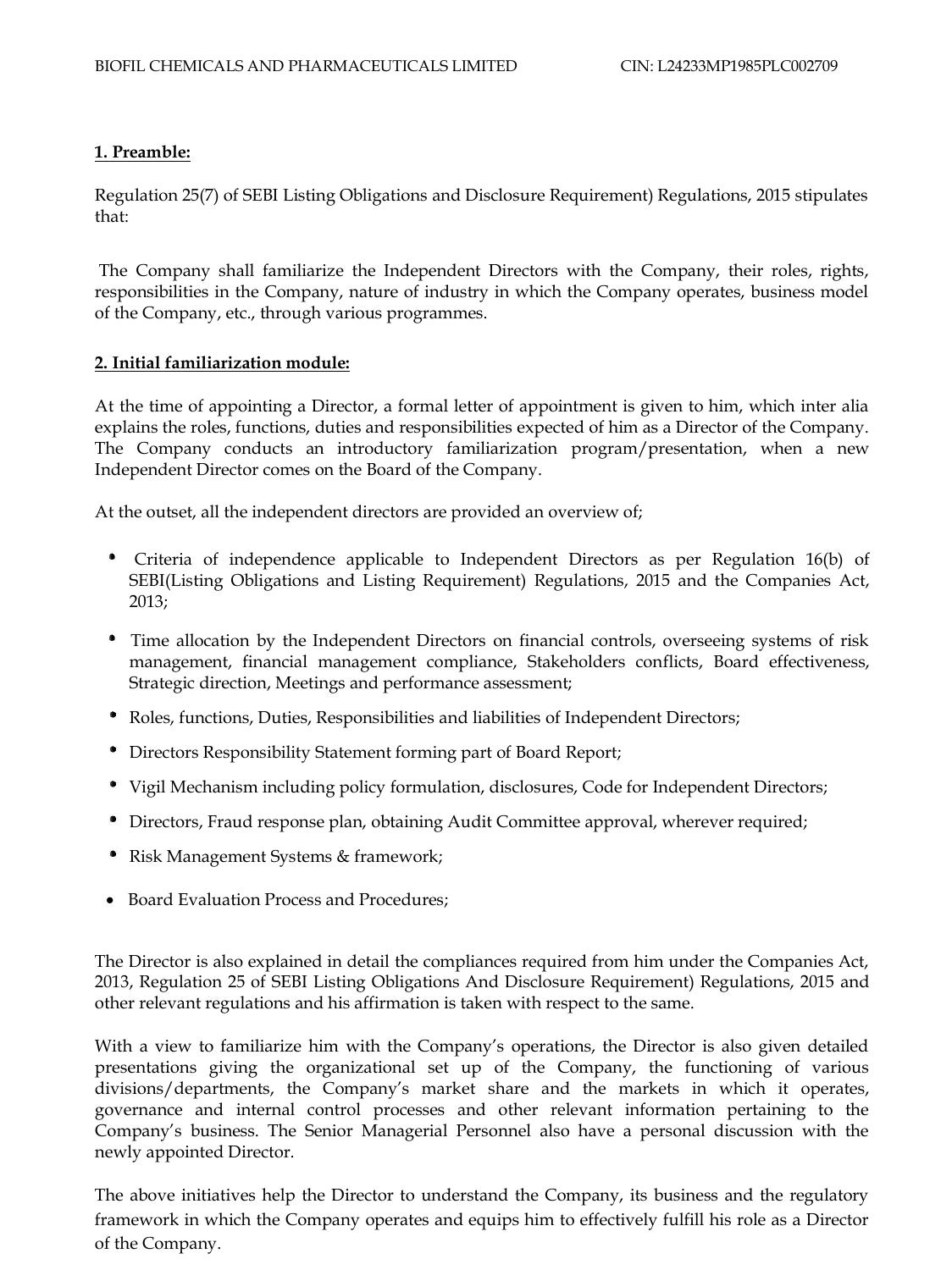## 1. Preamble:

Regulation 25(7) of SEBI Listing Obligations and Disclosure Requirement) Regulations, 2015 stipulates that:

The Company shall familiarize the Independent Directors with the Company, their roles, rights, responsibilities in the Company, nature of industry in which the Company operates, business model of the Company, etc., through various programmes.

## 2. Initial familiarization module:

At the time of appointing a Director, a formal letter of appointment is given to him, which inter alia explains the roles, functions, duties and responsibilities expected of him as a Director of the Company. The Company conducts an introductory familiarization program/presentation, when a new Independent Director comes on the Board of the Company.

At the outset, all the independent directors are provided an overview of;

- Criteria of independence applicable to Independent Directors as per Regulation 16(b) of SEBI(Listing Obligations and Listing Requirement) Regulations, 2015 and the Companies Act, 2013;
- Time allocation by the Independent Directors on financial controls, overseeing systems of risk management, financial management compliance, Stakeholders conflicts, Board effectiveness, Strategic direction, Meetings and performance assessment;
- Roles, functions, Duties, Responsibilities and liabilities of Independent Directors;
- Directors Responsibility Statement forming part of Board Report;
- Vigil Mechanism including policy formulation, disclosures, Code for Independent Directors;
- Directors, Fraud response plan, obtaining Audit Committee approval, wherever required;
- Risk Management Systems & framework;
- Board Evaluation Process and Procedures;

The Director is also explained in detail the compliances required from him under the Companies Act, 2013, Regulation 25 of SEBI Listing Obligations And Disclosure Requirement) Regulations, 2015 and other relevant regulations and his affirmation is taken with respect to the same.

With a view to familiarize him with the Company's operations, the Director is also given detailed presentations giving the organizational set up of the Company, the functioning of various divisions/departments, the Company's market share and the markets in which it operates, governance and internal control processes and other relevant information pertaining to the Company's business. The Senior Managerial Personnel also have a personal discussion with the newly appointed Director.

The above initiatives help the Director to understand the Company, its business and the regulatory framework in which the Company operates and equips him to effectively fulfill his role as a Director of the Company.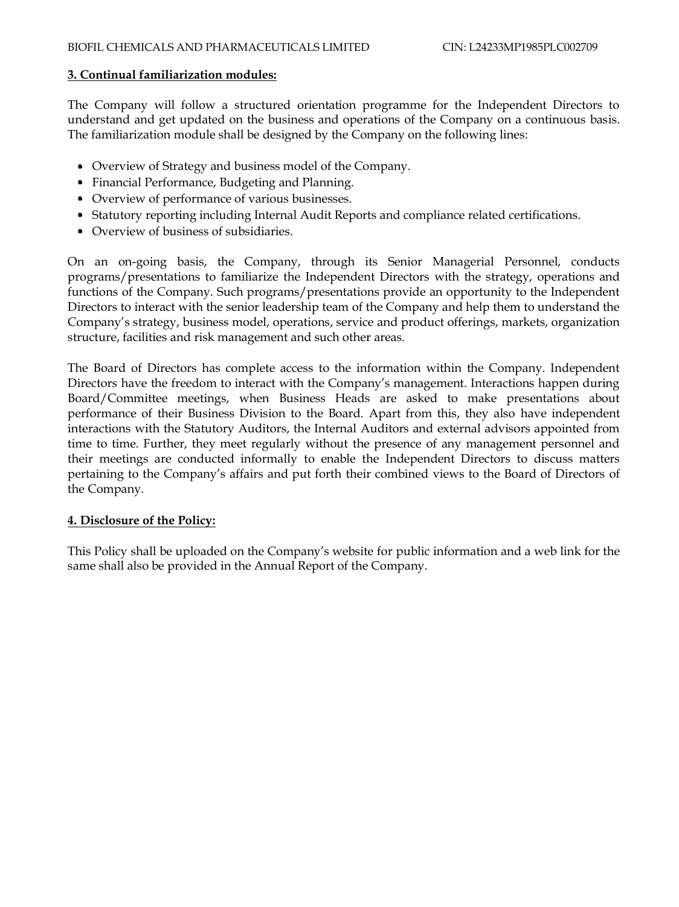**3. Continual familiarization modules:**

The Company will follow a structured orientation programme for the Independent Directors to understand and get updated on the business and operations of the Company on a continuous basis. The familiarization module shall be designed by the Company on the following lines:

- Overview of Strategy and business model of the Company.
- Financial Performance, Budgeting and Planning.
- Overview of performance of various businesses.
- Statutory reporting including Internal Audit Reports and compliance related certifications.
- Overview of business of subsidiaries.

On an on-going basis, the Company, through its Senior Managerial Personnel, conducts programs/presentations to familiarize the Independent Directors with the strategy, operations and functions of the Company. Such programs/presentations provide an opportunity to the Independent Directors to interact with the senior leadership team of the Company and help them to understand the Company's strategy, business model, operations, service and product offerings, markets, organization structure, facilities and risk management and such other areas.

The Board of Directors has complete access to the information within the Company. Independent Directors have the freedom to interact with the Company's management. Interactions happen during Board/Committee meetings, when Business Heads are asked to make presentations about performance of their Business Division to the Board. Apart from this, they also have independent interactions with the Statutory Auditors, the Internal Auditors and external advisors appointed from time to time. Further, they meet regularly without the presence of any management personnel and their meetings are conducted informally to enable the Independent Directors to discuss matters pertaining to the Company's affairs and put forth their combined views to the Board of Directors of the Company.

**4. Disclosure of the Policy:**

This Policy shall be uploaded on the Company's website for public information and a web link for the same shall also be provided in the Annual Report of the Company.